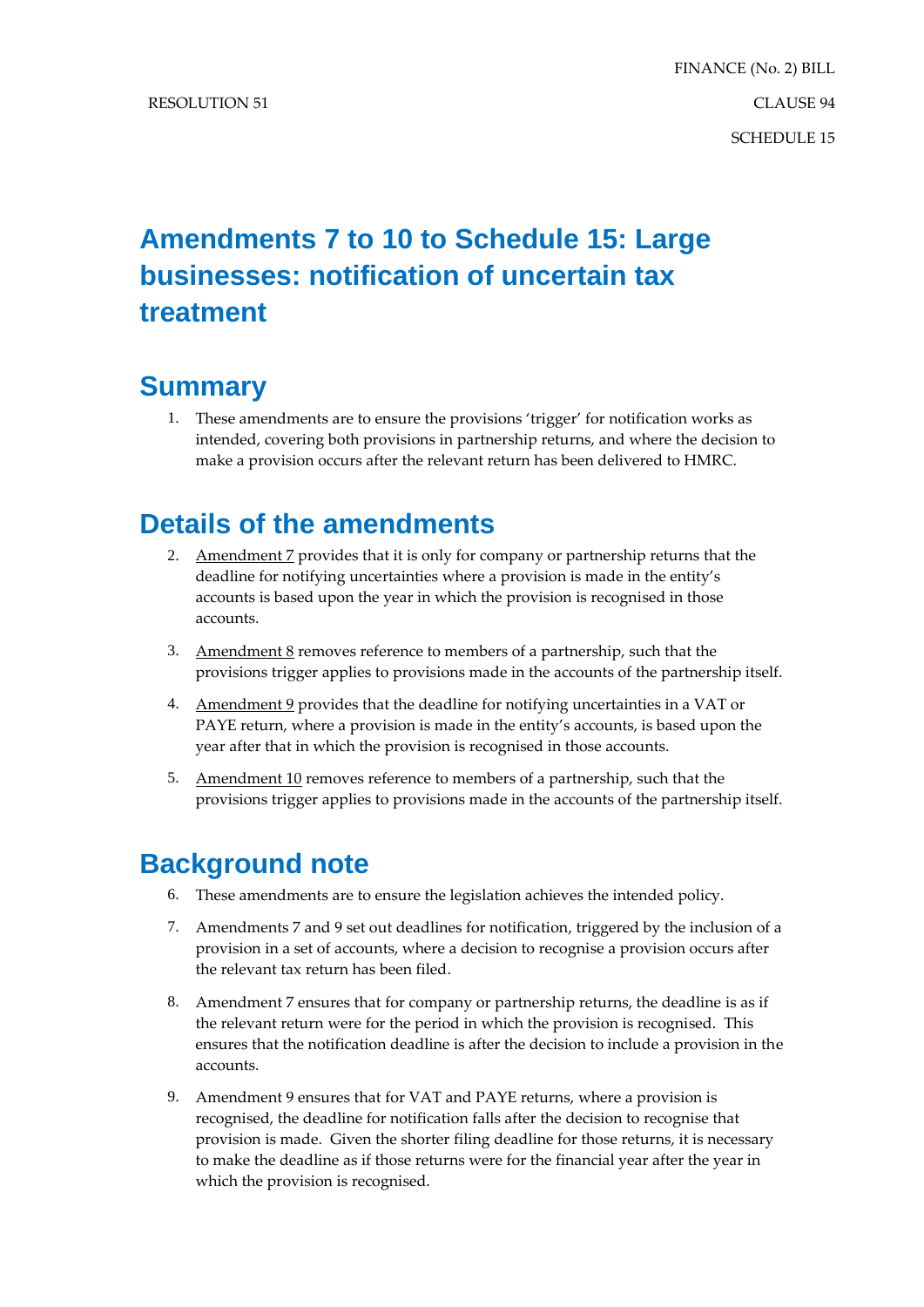FINANCE (No. 2) BILL

RESOLUTION 51 CLAUSE 94

SCHEDULE 15

# Amendments 7 to 10 to Schedule 15: Large businesses: notification of uncertain tax treatment

## Summary

1. These amendments are to ensure the provisions 'trigger' for notification works as intended, covering both provisions in partnership returns, and where the decision to make a provision occurs after the relevant return has been delivered to HMRC.

## Details of the amendments

2. Amendment 7 provides that it is only for company or partnership returns that the deadline for notifying uncertainties where a provision is made in the entity's accounts is based upon the year in which the provision is recognised in those accounts.

3. Amendment 8 removes reference to members of a partnership, such that the provisions trigger applies to provisions made in the accounts of the partnership itself.

4. Amendment 9 provides that the deadline for notifying uncertainties in a VAT or PAYE return, where a provision is made in the entity's accounts, is based upon the year after that in which the provision is recognised in those accounts.

5. Amendment 10 removes reference to members of a partnership, such that the provisions trigger applies to provisions made in the accounts of the partnership itself.

## Background note

6. These amendments are to ensure the legislation achieves the intended policy.

7. Amendments 7 and 9 set out deadlines for notification, triggered by the inclusion of a provision in a set of accounts, where a decision to recognise a provision occurs after the relevant tax return has been filed.

8. Amendment 7 ensures that for company or partnership returns, the deadline is as if the relevant return were for the period in which the provision is recognised. This ensures that the notification deadline is after the decision to include a provision in the accounts.

9. Amendment 9 ensures that for VAT and PAYE returns, where a provision is recognised, the deadline for notification falls after the decision to recognise that provision is made. Given the shorter filing deadline for those returns, it is necessary to make the deadline as if those returns were for the financial year after the year in which the provision is recognised.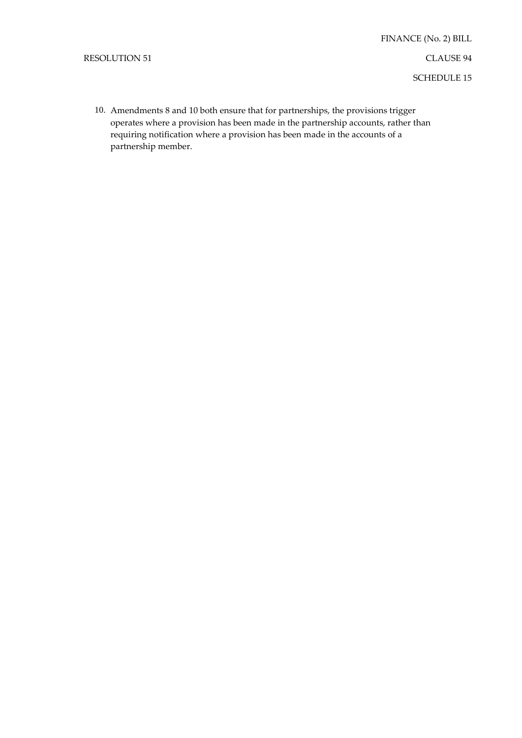10. Amendments 8 and 10 both ensure that for partnerships, the provisions trigger operates where a provision has been made in the partnership accounts, rather than requiring notification where a provision has been made in the accounts of a partnership member.